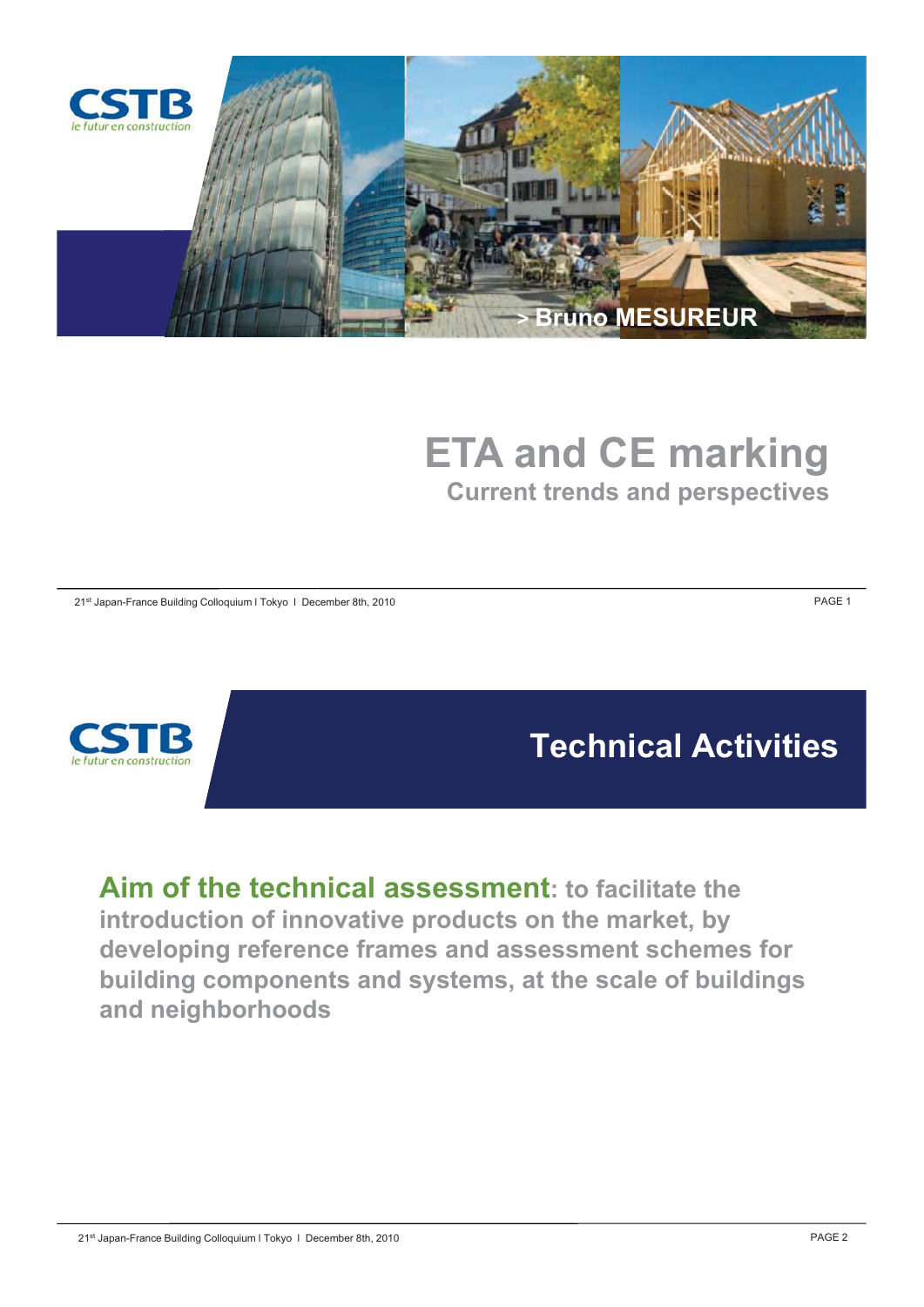CSTB
le futur en construction

> Bruno MESUREUR

# ETA and CE marking

## Current trends and perspectives

CSTB
le futur en construction

# Technical Activities

**Aim of the technical assessment**: to facilitate the introduction of innovative products on the market, by developing reference frames and assessment schemes for building components and systems, at the scale of buildings and neighborhoods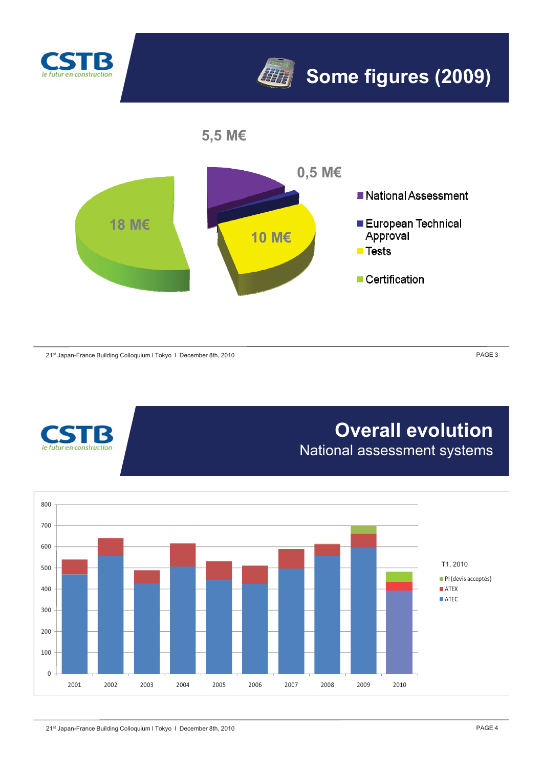# Some figures (2009)

5,5 M€

0,5 M€

18 M€

10 M€

- National Assessment
- European Technical Approval
- Tests
- Certification

# Overall evolution

## National assessment systems

T1, 2010

- PI (devis acceptés)
- ATEX
- ATEC

800
700
600
500
400
300
200
100
0

2001 2002 2003 2004 2005 2006 2007 2008 2009 2010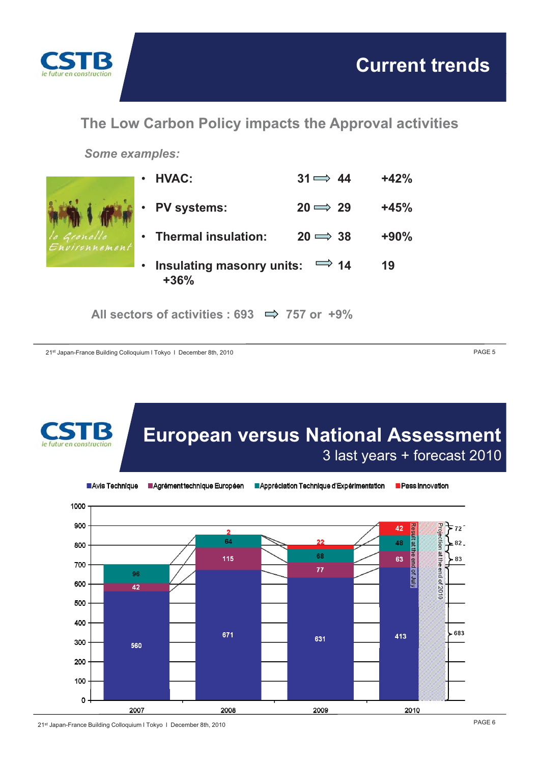# Current trends

## The Low Carbon Policy impacts the Approval activities

*Some examples:*

- **HVAC:** 31 ⇨ 44 +42%
- **PV systems:** 20 ⇨ 29 +45%
- **Thermal insulation:** 20 ⇨ 38 +90%
- **Insulating masonry units:** ⇨ 14 19 +36%

**All sectors of activities : 693 ⇨ 757 or +9%**

# European versus National Assessment

## 3 last years + forecast 2010

| Year | Avis Technique | Agrément technique Européen | Appréciation Technique d'Expérimentation | Pass Innovation |
|---|---|---|---|---|
| 2007 | 560 | 42 | 96 | |
| 2008 | 671 | 115 | 64 | 2 |
| 2009 | 631 | 77 | 68 | 22 |
| 2010 (Result at the end of July) | 413 | 63 | 48 | 42 |
| 2010 (Projection at the end of 2010) | 683 | 83 | 82 | 72 |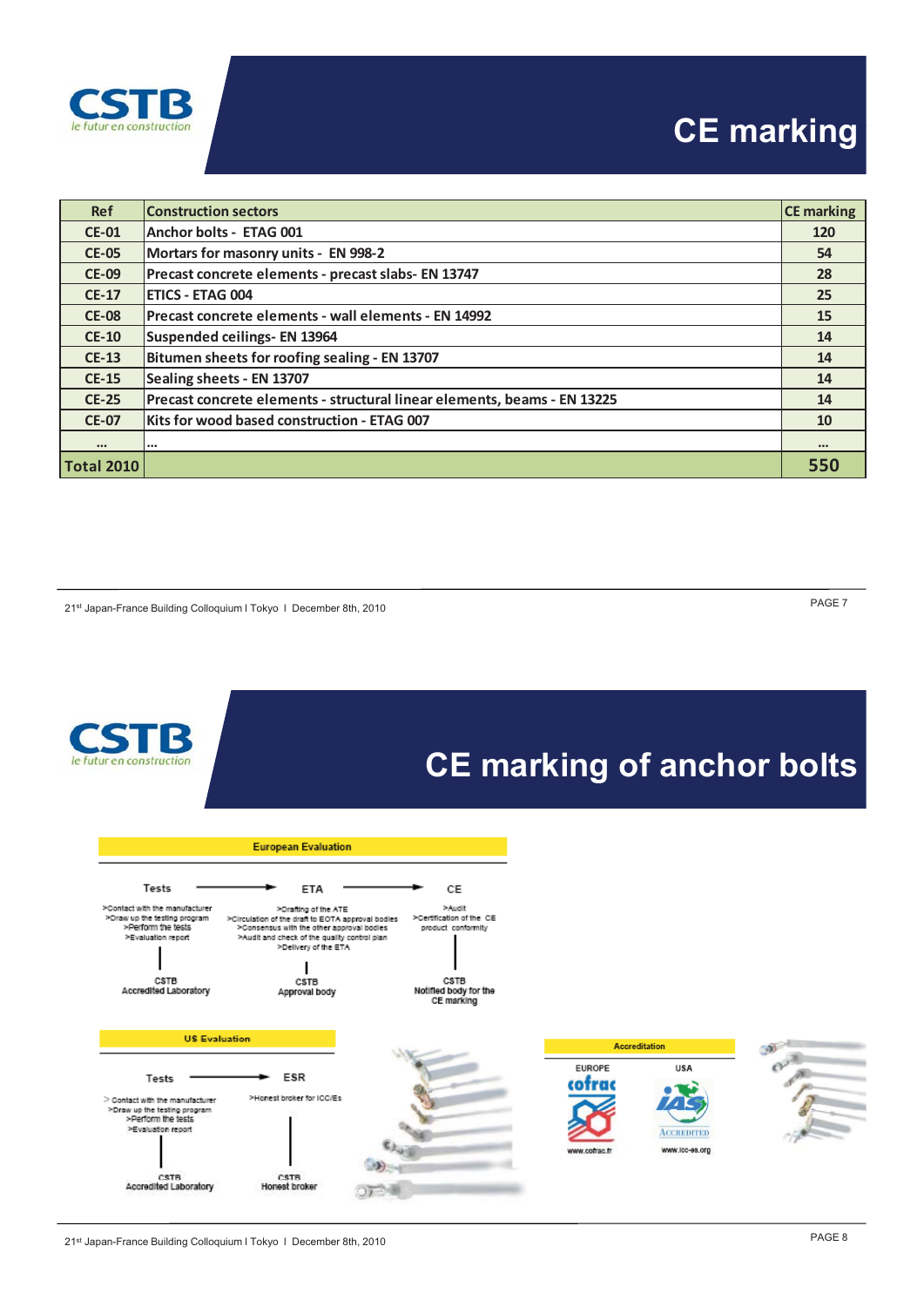# CE marking

| Ref | Construction sectors | CE marking |
|---|---|---|
| CE-01 | Anchor bolts - ETAG 001 | 120 |
| CE-05 | Mortars for masonry units - EN 998-2 | 54 |
| CE-09 | Precast concrete elements - precast slabs- EN 13747 | 28 |
| CE-17 | ETICS - ETAG 004 | 25 |
| CE-08 | Precast concrete elements - wall elements - EN 14992 | 15 |
| CE-10 | Suspended ceilings- EN 13964 | 14 |
| CE-13 | Bitumen sheets for roofing sealing - EN 13707 | 14 |
| CE-15 | Sealing sheets - EN 13707 | 14 |
| CE-25 | Precast concrete elements - structural linear elements, beams - EN 13225 | 14 |
| CE-07 | Kits for wood based construction - ETAG 007 | 10 |
| ... | ... | ... |
| **Total 2010** | | **550** |

# CE marking of anchor bolts

**European Evaluation**

Tests → ETA → CE

**Tests**
- Contact with the manufacturer
- Draw up the testing program
- Perform the tests
- Evaluation report

CSTB Accredited Laboratory

**ETA**
- Drafting of the ATE
- Circulation of the draft to EOTA approval bodies
- Consensus with the other approval bodies
- Audit and check of the quality control plan
- Delivery of the ETA

CSTB Approval body

**CE**
- Audit
- Certification of the CE product conformity

CSTB Notified body for the CE marking

**US Evaluation**

Tests → ESR

**Tests**
- Contact with the manufacturer
- Draw up the testing program
- Perform the tests
- Evaluation report

CSTB Accredited Laboratory

**ESR**
- Honest broker for ICC/Es

CSTB Honest broker

**Accreditation**

| EUROPE | USA |
|---|---|
| cofrac | IAS ACCREDITED |
| www.cofrac.fr | www.icc-es.org |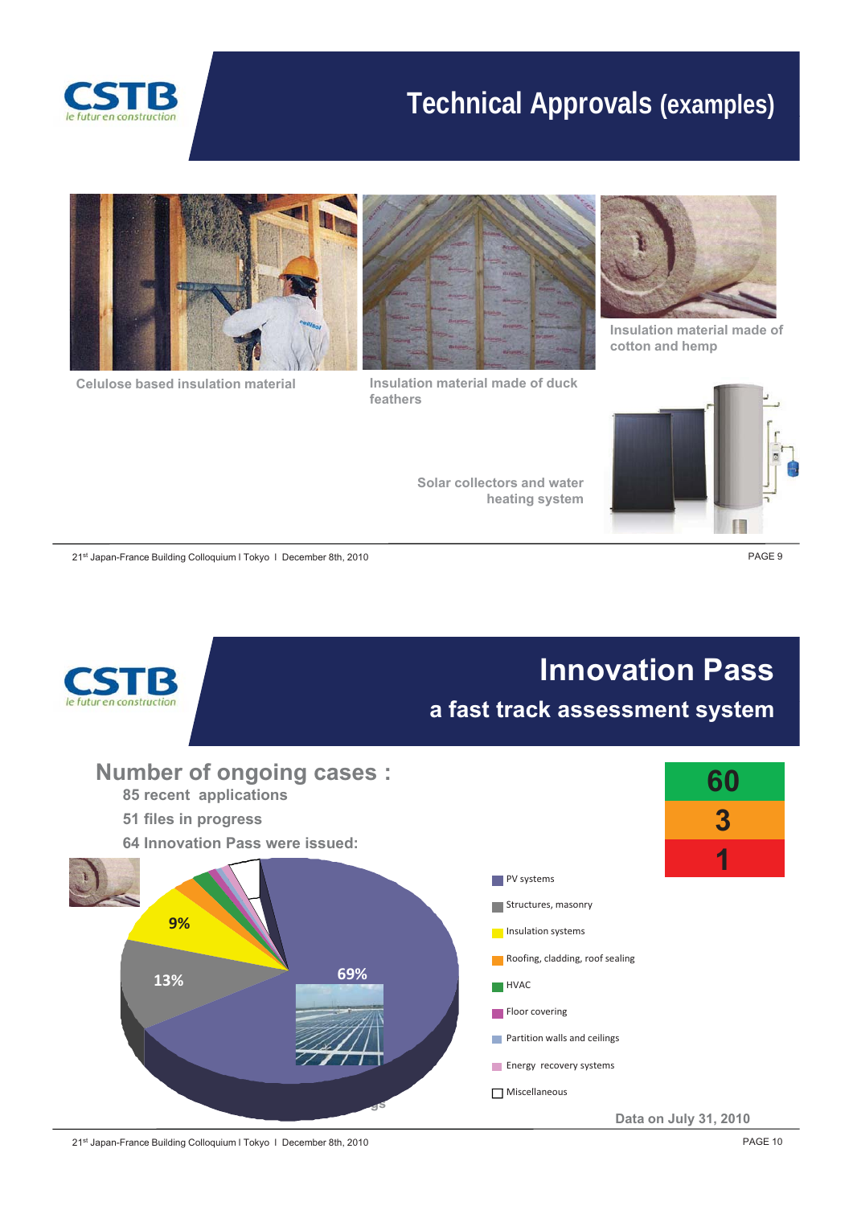# Technical Approvals (examples)

Celulose based insulation material

Insulation material made of duck feathers

Insulation material made of cotton and hemp

Solar collectors and water heating system

# Innovation Pass

## a fast track assessment system

**Number of ongoing cases :**

- 85 recent applications
- 51 files in progress
- 64 Innovation Pass were issued:

| |
|---|
| 60 |
| 3 |
| 1 |

69%

13%

9%

- PV systems
- Structures, masonry
- Insulation systems
- Roofing, cladding, roof sealing
- HVAC
- Floor covering
- Partition walls and ceilings
- Energy recovery systems
- Miscellaneous

Data on July 31, 2010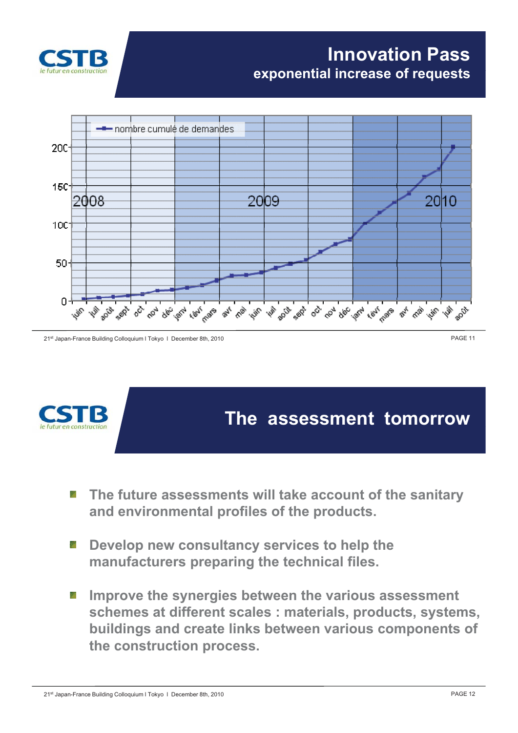# Innovation Pass

## exponential increase of requests

nombre cumulé de demandes

2008 2009 2010

juin juil août sept oct nov déc janv févr mars avr mai juin juil août sept oct nov déc janv févr mars avr mai juin juil août

# The assessment tomorrow

- The future assessments will take account of the sanitary and environmental profiles of the products.
- Develop new consultancy services to help the manufacturers preparing the technical files.
- Improve the synergies between the various assessment schemes at different scales : materials, products, systems, buildings and create links between various components of the construction process.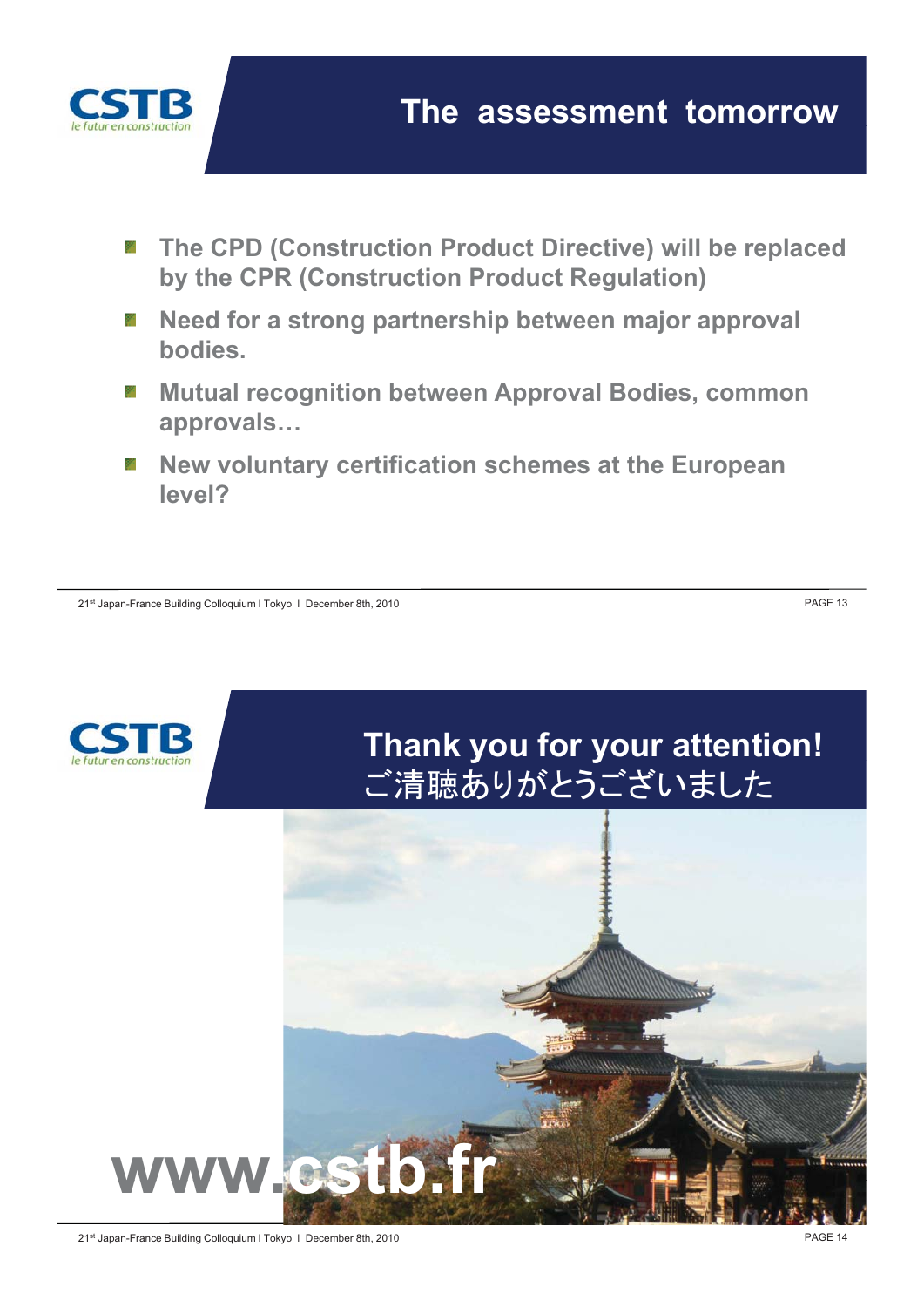# The assessment tomorrow

- The CPD (Construction Product Directive) will be replaced by the CPR (Construction Product Regulation)
- Need for a strong partnership between major approval bodies.
- Mutual recognition between Approval Bodies, common approvals…
- New voluntary certification schemes at the European level?

# Thank you for your attention!

ご清聴ありがとうございました

www.cstb.fr